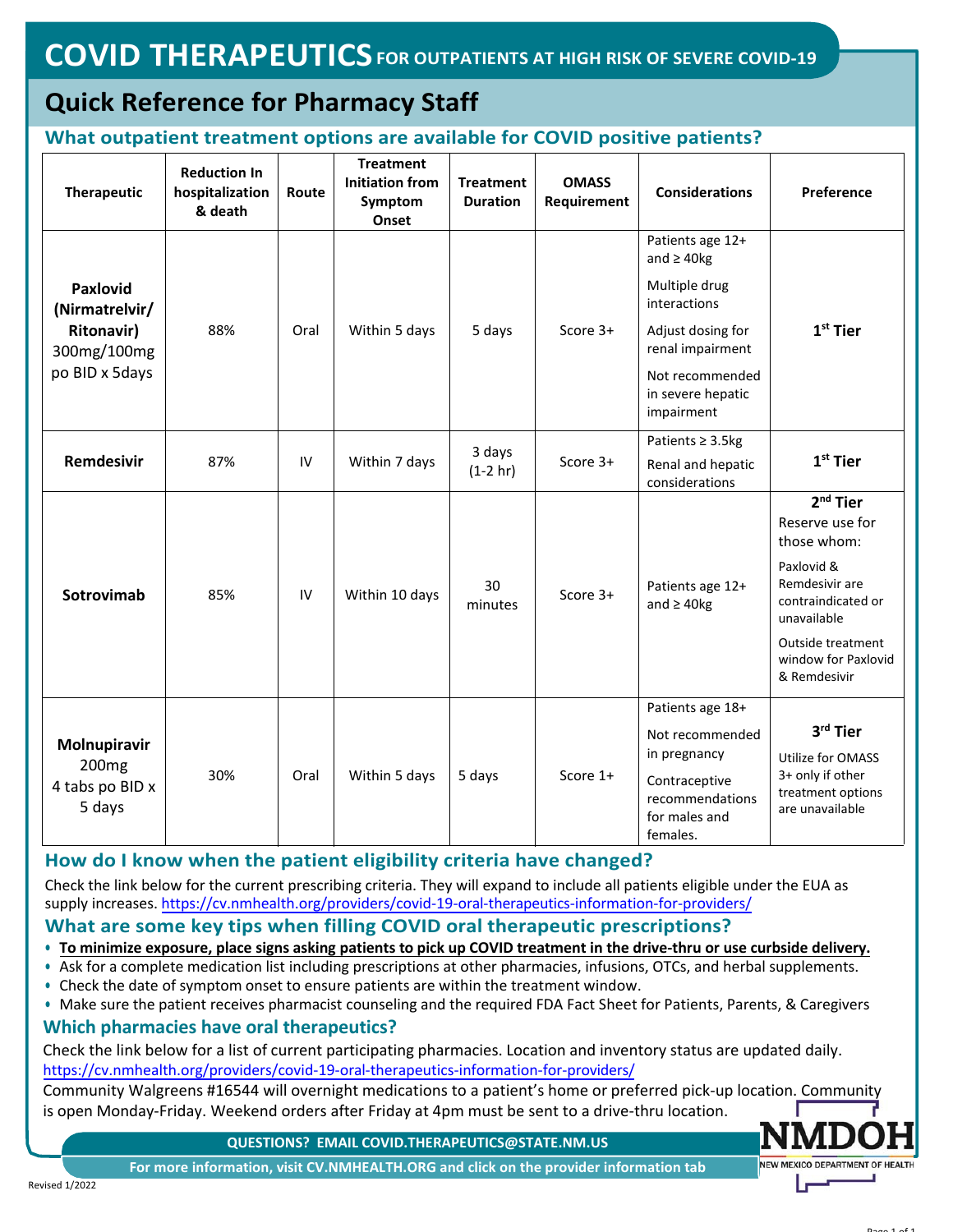# COVID THERAPEUTICS FOR OUTPATIENTS AT HIGH RISK OF SEVERE COVID-19

## Quick Reference for Pharmacy Staff

### What outpatient treatment options are available for COVID positive patients?

| Therapeutic | Reduction In hospitalization & death | Route | Treatment Initiation from Symptom Onset | Treatment Duration | OMASS Requirement | Considerations | Preference |
|---|---|---|---|---|---|---|---|
| **Paxlovid (Nirmatrelvir/ Ritonavir)** 300mg/100mg po BID x 5days | 88% | Oral | Within 5 days | 5 days | Score 3+ | Patients age 12+ and ≥ 40kg<br>Multiple drug interactions<br>Adjust dosing for renal impairment<br>Not recommended in severe hepatic impairment | **1st Tier** |
| **Remdesivir** | 87% | IV | Within 7 days | 3 days (1-2 hr) | Score 3+ | Patients ≥ 3.5kg<br>Renal and hepatic considerations | **1st Tier** |
| **Sotrovimab** | 85% | IV | Within 10 days | 30 minutes | Score 3+ | Patients age 12+ and ≥ 40kg | **2nd Tier**<br>Reserve use for those whom:<br>Paxlovid & Remdesivir are contraindicated or unavailable<br>Outside treatment window for Paxlovid & Remdesivir |
| **Molnupiravir** 200mg 4 tabs po BID x 5 days | 30% | Oral | Within 5 days | 5 days | Score 1+ | Patients age 18+<br>Not recommended in pregnancy<br>Contraceptive recommendations for males and females. | **3rd Tier**<br>Utilize for OMASS 3+ only if other treatment options are unavailable |

### How do I know when the patient eligibility criteria have changed?

Check the link below for the current prescribing criteria. They will expand to include all patients eligible under the EUA as supply increases. https://cv.nmhealth.org/providers/covid-19-oral-therapeutics-information-for-providers/

### What are some key tips when filling COVID oral therapeutic prescriptions?

- **To minimize exposure, place signs asking patients to pick up COVID treatment in the drive-thru or use curbside delivery.**
- Ask for a complete medication list including prescriptions at other pharmacies, infusions, OTCs, and herbal supplements.
- Check the date of symptom onset to ensure patients are within the treatment window.
- Make sure the patient receives pharmacist counseling and the required FDA Fact Sheet for Patients, Parents, & Caregivers

### Which pharmacies have oral therapeutics?

Check the link below for a list of current participating pharmacies. Location and inventory status are updated daily.
https://cv.nmhealth.org/providers/covid-19-oral-therapeutics-information-for-providers/

Community Walgreens #16544 will overnight medications to a patient's home or preferred pick-up location. Community is open Monday-Friday. Weekend orders after Friday at 4pm must be sent to a drive-thru location.

**QUESTIONS? EMAIL COVID.THERAPEUTICS@STATE.NM.US**

**For more information, visit CV.NMHEALTH.ORG and click on the provider information tab**

NMDOH
NEW MEXICO DEPARTMENT OF HEALTH

Revised 1/2022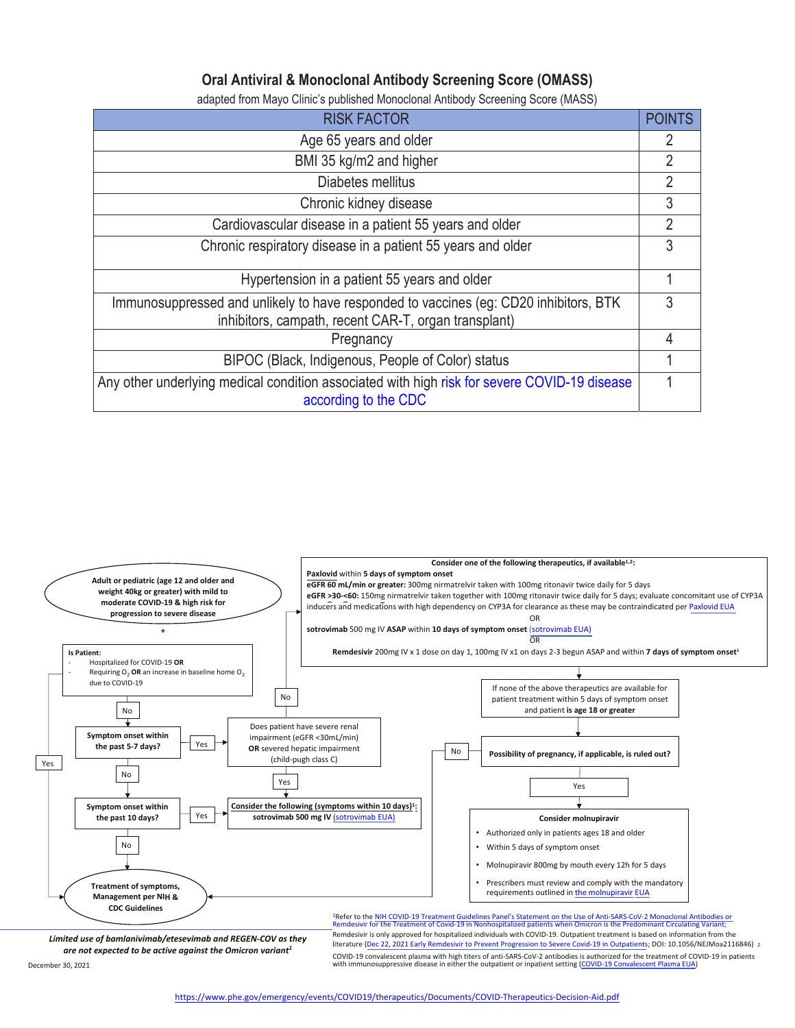## Oral Antiviral & Monoclonal Antibody Screening Score (OMASS)

adapted from Mayo Clinic's published Monoclonal Antibody Screening Score (MASS)

| RISK FACTOR | POINTS |
|---|---|
| Age 65 years and older | 2 |
| BMI 35 kg/m2 and higher | 2 |
| Diabetes mellitus | 2 |
| Chronic kidney disease | 3 |
| Cardiovascular disease in a patient 55 years and older | 2 |
| Chronic respiratory disease in a patient 55 years and older | 3 |
| Hypertension in a patient 55 years and older | 1 |
| Immunosuppressed and unlikely to have responded to vaccines (eg: CD20 inhibitors, BTK inhibitors, campath, recent CAR-T, organ transplant) | 3 |
| Pregnancy | 4 |
| BIPOC (Black, Indigenous, People of Color) status | 1 |
| Any other underlying medical condition associated with high risk for severe COVID-19 disease according to the CDC | 1 |

**Adult or pediatric (age 12 and older and weight 40kg or greater) with mild to moderate COVID-19 & high risk for progression to severe disease**

+

**Is Patient:**
- Hospitalized for COVID-19 **OR**
- Requiring $O_2$ **OR** an increase in baseline home $O_2$ due to COVID-19

Yes → Treatment of symptoms, Management per NIH & CDC Guidelines

No ↓

**Symptom onset within the past 5-7 days?**

Yes → Does patient have severe renal impairment (eGFR <30mL/min) **OR** severed hepatic impairment (child-pugh class C)

- No → Consider one of the following therapeutics
- Yes → Consider the following (symptoms within 10 days)[1]: sotrovimab 500 mg IV (sotrovimab EUA)

No ↓

**Symptom onset within the past 10 days?**

Yes → **Consider the following (symptoms within 10 days)[1]:** **sotrovimab 500 mg IV** (sotrovimab EUA)

No ↓

**Treatment of symptoms, Management per NIH & CDC Guidelines**

**Consider one of the following therapeutics, if available[1,2]:**

**Paxlovid** within **5 days of symptom onset**

**eGFR 60 mL/min or greater:** 300mg nirmatrelvir taken with 100mg ritonavir twice daily for 5 days

**eGFR >30-<60:** 150mg nirmatrelvir taken together with 100mg ritonavir twice daily for 5 days; evaluate concomitant use of CYP3A inducers and medications with high dependency on CYP3A for clearance as these may be contraindicated per Paxlovid EUA

OR

**sotrovimab** 500 mg IV **ASAP** within **10 days of symptom onset** (sotrovimab EUA)

OR

**Remdesivir** 200mg IV x 1 dose on day 1, 100mg IV x1 on days 2-3 begun ASAP and within **7 days of symptom onset**[1]

↓

If none of the above therapeutics are available for patient treatment within 5 days of symptom onset and patient **is age 18 or greater**

↓

**Possibility of pregnancy, if applicable, is ruled out?**

No → Treatment of symptoms, Management per NIH & CDC Guidelines

Yes ↓

**Consider molnupiravir**
- Authorized only in patients ages 18 and older
- Within 5 days of symptom onset
- Molnupiravir 800mg by mouth every 12h for 5 days
- Prescribers must review and comply with the mandatory requirements outlined in the molnupiravir EUA

*Limited use of bamlanivimab/etesevimab and REGEN-COV as they are not expected to be active against the Omicron variant[1]*

December 30, 2021

[1]Refer to the NIH COVID-19 Treatment Guidelines Panel's Statement on the Use of Anti-SARS-CoV-2 Monoclonal Antibodies or Remdesivir for the Treatment of Covid-19 in Nonhospitalized patients when Omicron is the Predominant Circulating Variant;

Remdesivir is only approved for hospitalized individuals with COVID-19. Outpatient treatment is based on information from the literature (Dec 22, 2021 Early Remdesivir to Prevent Progression to Severe Covid-19 in Outpatients; DOI: 10.1056/NEJMoa2116846) [2]

COVID-19 convalescent plasma with high titers of anti-SARS-CoV-2 antibodies is authorized for the treatment of COVID-19 in patients with immunosuppressive disease in either the outpatient or inpatient setting (COVID-19 Convalescent Plasma EUA)

https://www.phe.gov/emergency/events/COVID19/therapeutics/Documents/COVID-Therapeutics-Decision-Aid.pdf